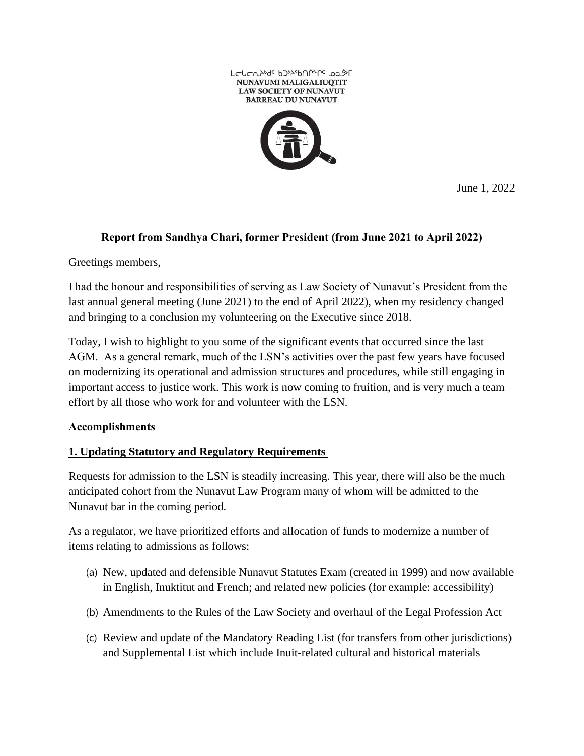ᓄᓇᕗᒥ ᒪᓕᒐᓕᐅᖅᑏᑦ ᑲᑐᔾᔨᖃᑎᒌᖏᑦ ᓄᓇᕗᒥ

NUNAVUMI MALIGALIUQTIT

LAW SOCIETY OF NUNAVUT

BARREAU DU NUNAVUT

June 1, 2022

**Report from Sandhya Chari, former President (from June 2021 to April 2022)**

Greetings members,

I had the honour and responsibilities of serving as Law Society of Nunavut's President from the last annual general meeting (June 2021) to the end of April 2022), when my residency changed and bringing to a conclusion my volunteering on the Executive since 2018.

Today, I wish to highlight to you some of the significant events that occurred since the last AGM. As a general remark, much of the LSN's activities over the past few years have focused on modernizing its operational and admission structures and procedures, while still engaging in important access to justice work. This work is now coming to fruition, and is very much a team effort by all those who work for and volunteer with the LSN.

**Accomplishments**

**1. Updating Statutory and Regulatory Requirements**

Requests for admission to the LSN is steadily increasing. This year, there will also be the much anticipated cohort from the Nunavut Law Program many of whom will be admitted to the Nunavut bar in the coming period.

As a regulator, we have prioritized efforts and allocation of funds to modernize a number of items relating to admissions as follows:

(a) New, updated and defensible Nunavut Statutes Exam (created in 1999) and now available in English, Inuktitut and French; and related new policies (for example: accessibility)

(b) Amendments to the Rules of the Law Society and overhaul of the Legal Profession Act

(c) Review and update of the Mandatory Reading List (for transfers from other jurisdictions) and Supplemental List which include Inuit-related cultural and historical materials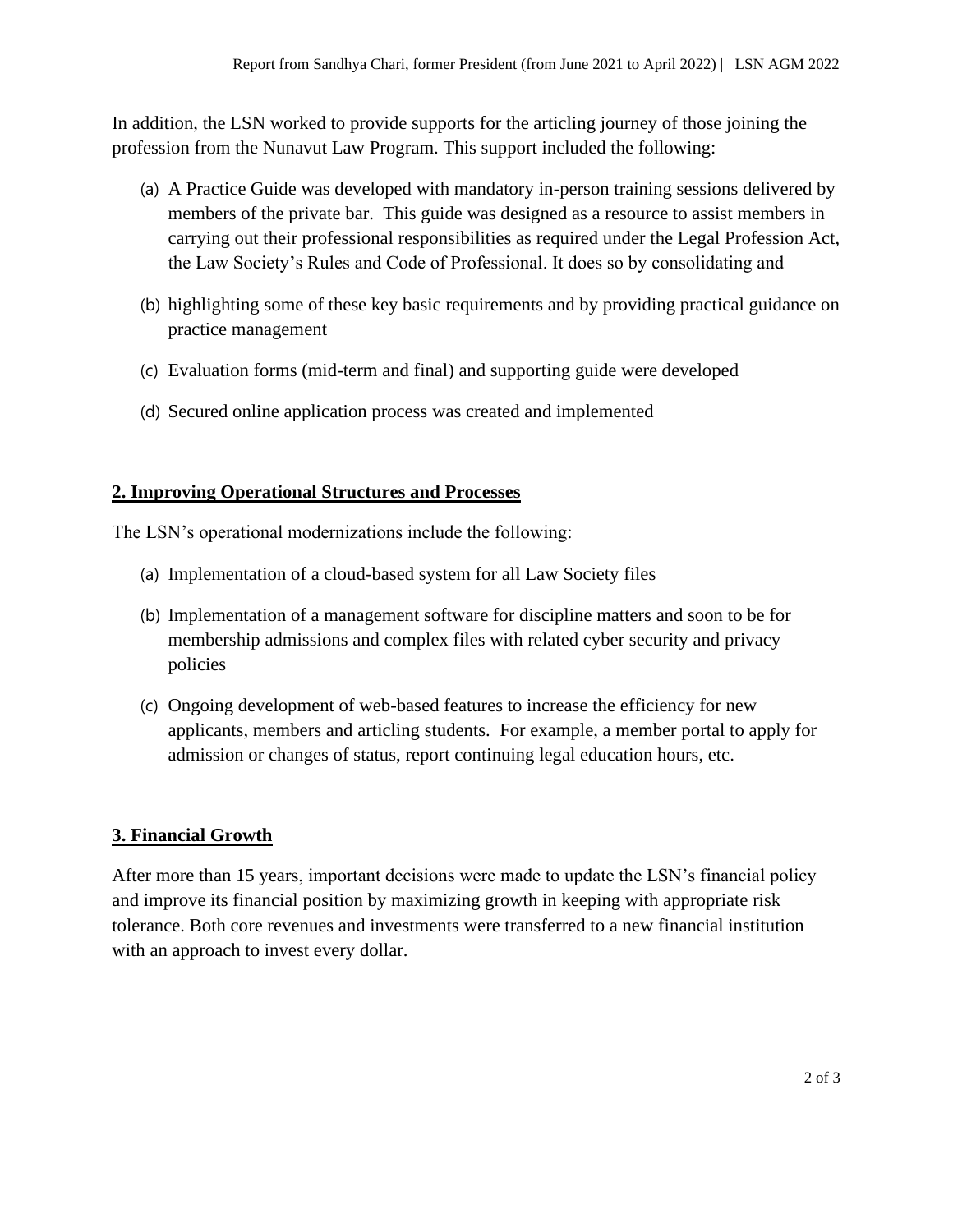In addition, the LSN worked to provide supports for the articling journey of those joining the profession from the Nunavut Law Program. This support included the following:

(a) A Practice Guide was developed with mandatory in-person training sessions delivered by members of the private bar. This guide was designed as a resource to assist members in carrying out their professional responsibilities as required under the Legal Profession Act, the Law Society's Rules and Code of Professional. It does so by consolidating and

(b) highlighting some of these key basic requirements and by providing practical guidance on practice management

(c) Evaluation forms (mid-term and final) and supporting guide were developed

(d) Secured online application process was created and implemented

## 2. Improving Operational Structures and Processes

The LSN's operational modernizations include the following:

(a) Implementation of a cloud-based system for all Law Society files

(b) Implementation of a management software for discipline matters and soon to be for membership admissions and complex files with related cyber security and privacy policies

(c) Ongoing development of web-based features to increase the efficiency for new applicants, members and articling students. For example, a member portal to apply for admission or changes of status, report continuing legal education hours, etc.

## 3. Financial Growth

After more than 15 years, important decisions were made to update the LSN's financial policy and improve its financial position by maximizing growth in keeping with appropriate risk tolerance. Both core revenues and investments were transferred to a new financial institution with an approach to invest every dollar.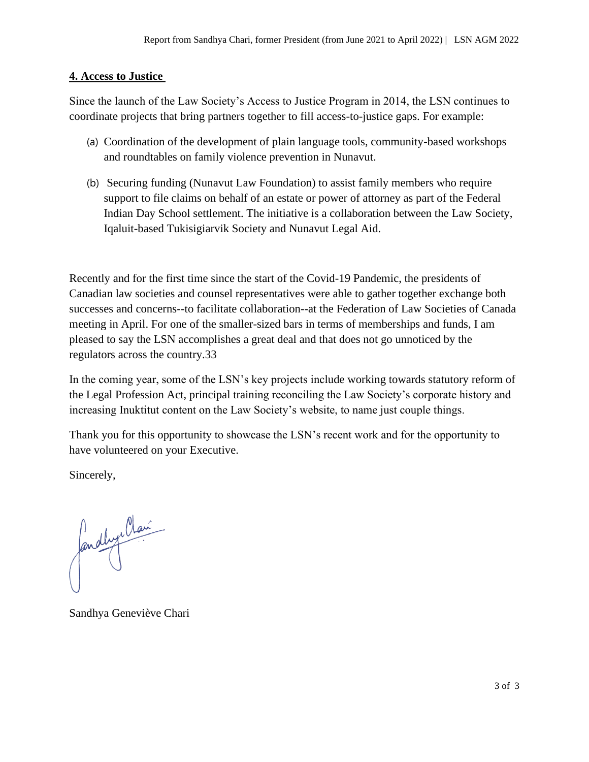**4. Access to Justice**

Since the launch of the Law Society's Access to Justice Program in 2014, the LSN continues to coordinate projects that bring partners together to fill access-to-justice gaps. For example:

(a) Coordination of the development of plain language tools, community-based workshops and roundtables on family violence prevention in Nunavut.

(b) Securing funding (Nunavut Law Foundation) to assist family members who require support to file claims on behalf of an estate or power of attorney as part of the Federal Indian Day School settlement. The initiative is a collaboration between the Law Society, Iqaluit-based Tukisigiarvik Society and Nunavut Legal Aid.

Recently and for the first time since the start of the Covid-19 Pandemic, the presidents of Canadian law societies and counsel representatives were able to gather together exchange both successes and concerns--to facilitate collaboration--at the Federation of Law Societies of Canada meeting in April. For one of the smaller-sized bars in terms of memberships and funds, I am pleased to say the LSN accomplishes a great deal and that does not go unnoticed by the regulators across the country.33

In the coming year, some of the LSN's key projects include working towards statutory reform of the Legal Profession Act, principal training reconciling the Law Society's corporate history and increasing Inuktitut content on the Law Society's website, to name just couple things.

Thank you for this opportunity to showcase the LSN's recent work and for the opportunity to have volunteered on your Executive.

Sincerely,

Sandhya Geneviève Chari